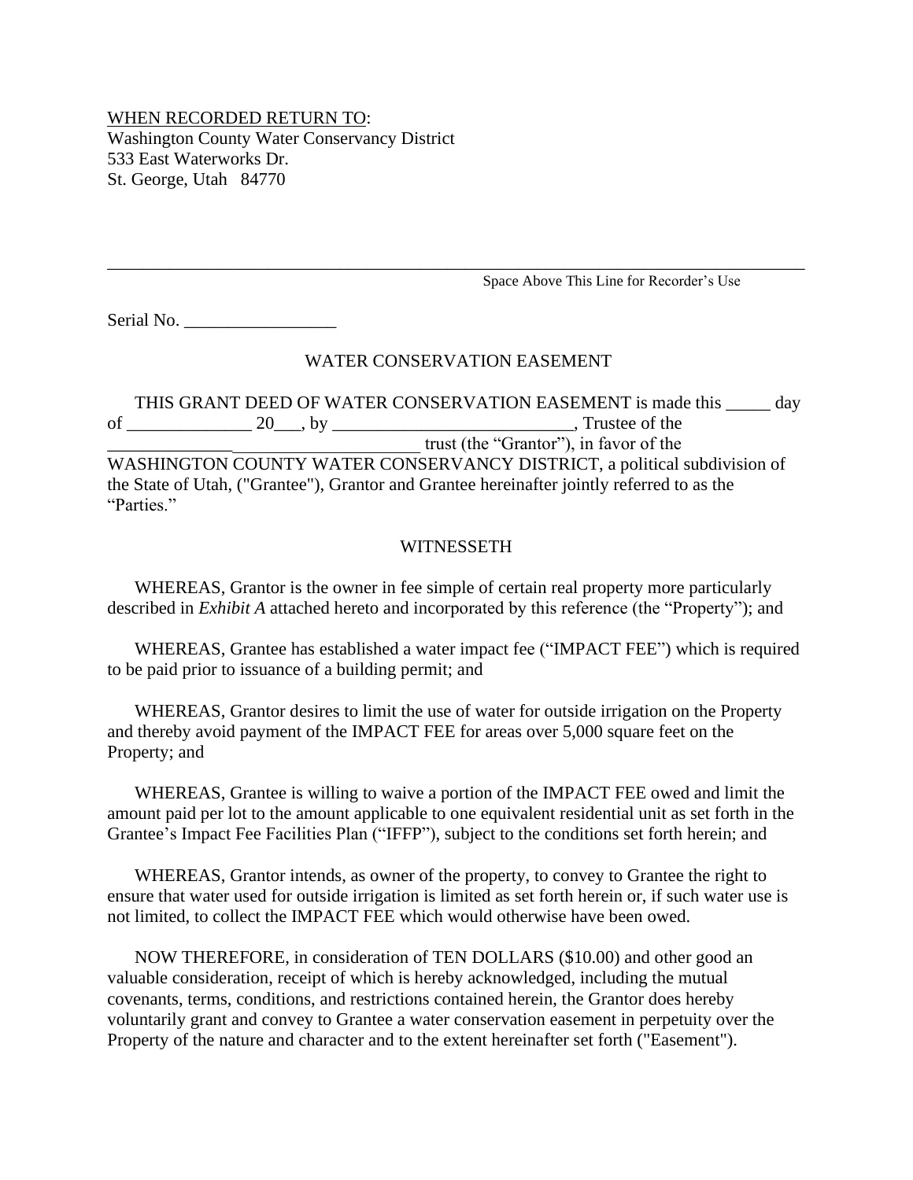WHEN RECORDED RETURN TO:
Washington County Water Conservancy District
533 East Waterworks Dr.
St. George, Utah 84770

---

Space Above This Line for Recorder's Use

Serial No. _________________

WATER CONSERVATION EASEMENT

THIS GRANT DEED OF WATER CONSERVATION EASEMENT is made this _____ day of ______________ 20___, by ___________________________, Trustee of the ______________ _____________________ trust (the "Grantor"), in favor of the WASHINGTON COUNTY WATER CONSERVANCY DISTRICT, a political subdivision of the State of Utah, ("Grantee"), Grantor and Grantee hereinafter jointly referred to as the "Parties."

WITNESSETH

WHEREAS, Grantor is the owner in fee simple of certain real property more particularly described in *Exhibit A* attached hereto and incorporated by this reference (the "Property"); and

WHEREAS, Grantee has established a water impact fee ("IMPACT FEE") which is required to be paid prior to issuance of a building permit; and

WHEREAS, Grantor desires to limit the use of water for outside irrigation on the Property and thereby avoid payment of the IMPACT FEE for areas over 5,000 square feet on the Property; and

WHEREAS, Grantee is willing to waive a portion of the IMPACT FEE owed and limit the amount paid per lot to the amount applicable to one equivalent residential unit as set forth in the Grantee's Impact Fee Facilities Plan ("IFFP"), subject to the conditions set forth herein; and

WHEREAS, Grantor intends, as owner of the property, to convey to Grantee the right to ensure that water used for outside irrigation is limited as set forth herein or, if such water use is not limited, to collect the IMPACT FEE which would otherwise have been owed.

NOW THEREFORE, in consideration of TEN DOLLARS ($10.00) and other good an valuable consideration, receipt of which is hereby acknowledged, including the mutual covenants, terms, conditions, and restrictions contained herein, the Grantor does hereby voluntarily grant and convey to Grantee a water conservation easement in perpetuity over the Property of the nature and character and to the extent hereinafter set forth ("Easement").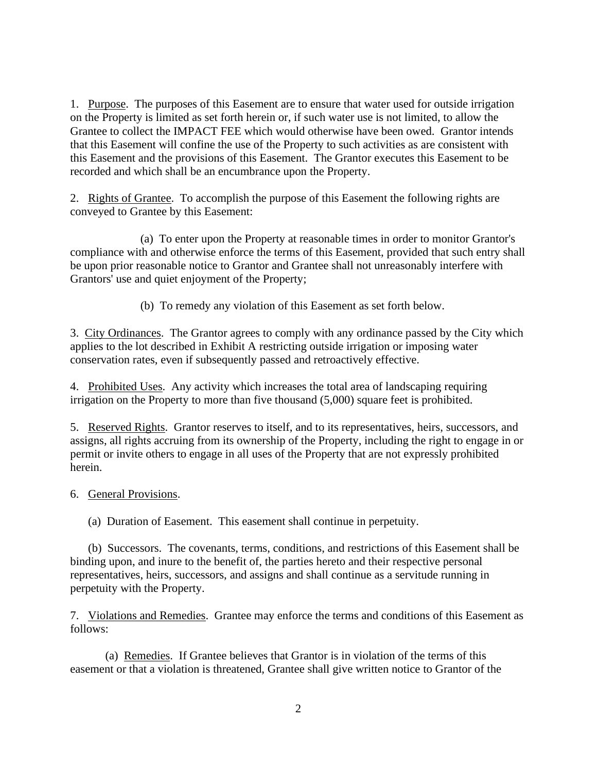1. Purpose. The purposes of this Easement are to ensure that water used for outside irrigation on the Property is limited as set forth herein or, if such water use is not limited, to allow the Grantee to collect the IMPACT FEE which would otherwise have been owed. Grantor intends that this Easement will confine the use of the Property to such activities as are consistent with this Easement and the provisions of this Easement. The Grantor executes this Easement to be recorded and which shall be an encumbrance upon the Property.

2. Rights of Grantee. To accomplish the purpose of this Easement the following rights are conveyed to Grantee by this Easement:

(a) To enter upon the Property at reasonable times in order to monitor Grantor's compliance with and otherwise enforce the terms of this Easement, provided that such entry shall be upon prior reasonable notice to Grantor and Grantee shall not unreasonably interfere with Grantors' use and quiet enjoyment of the Property;

(b) To remedy any violation of this Easement as set forth below.

3. City Ordinances. The Grantor agrees to comply with any ordinance passed by the City which applies to the lot described in Exhibit A restricting outside irrigation or imposing water conservation rates, even if subsequently passed and retroactively effective.

4. Prohibited Uses. Any activity which increases the total area of landscaping requiring irrigation on the Property to more than five thousand (5,000) square feet is prohibited.

5. Reserved Rights. Grantor reserves to itself, and to its representatives, heirs, successors, and assigns, all rights accruing from its ownership of the Property, including the right to engage in or permit or invite others to engage in all uses of the Property that are not expressly prohibited herein.

6. General Provisions.

(a) Duration of Easement. This easement shall continue in perpetuity.

(b) Successors. The covenants, terms, conditions, and restrictions of this Easement shall be binding upon, and inure to the benefit of, the parties hereto and their respective personal representatives, heirs, successors, and assigns and shall continue as a servitude running in perpetuity with the Property.

7. Violations and Remedies. Grantee may enforce the terms and conditions of this Easement as follows:

(a) Remedies. If Grantee believes that Grantor is in violation of the terms of this easement or that a violation is threatened, Grantee shall give written notice to Grantor of the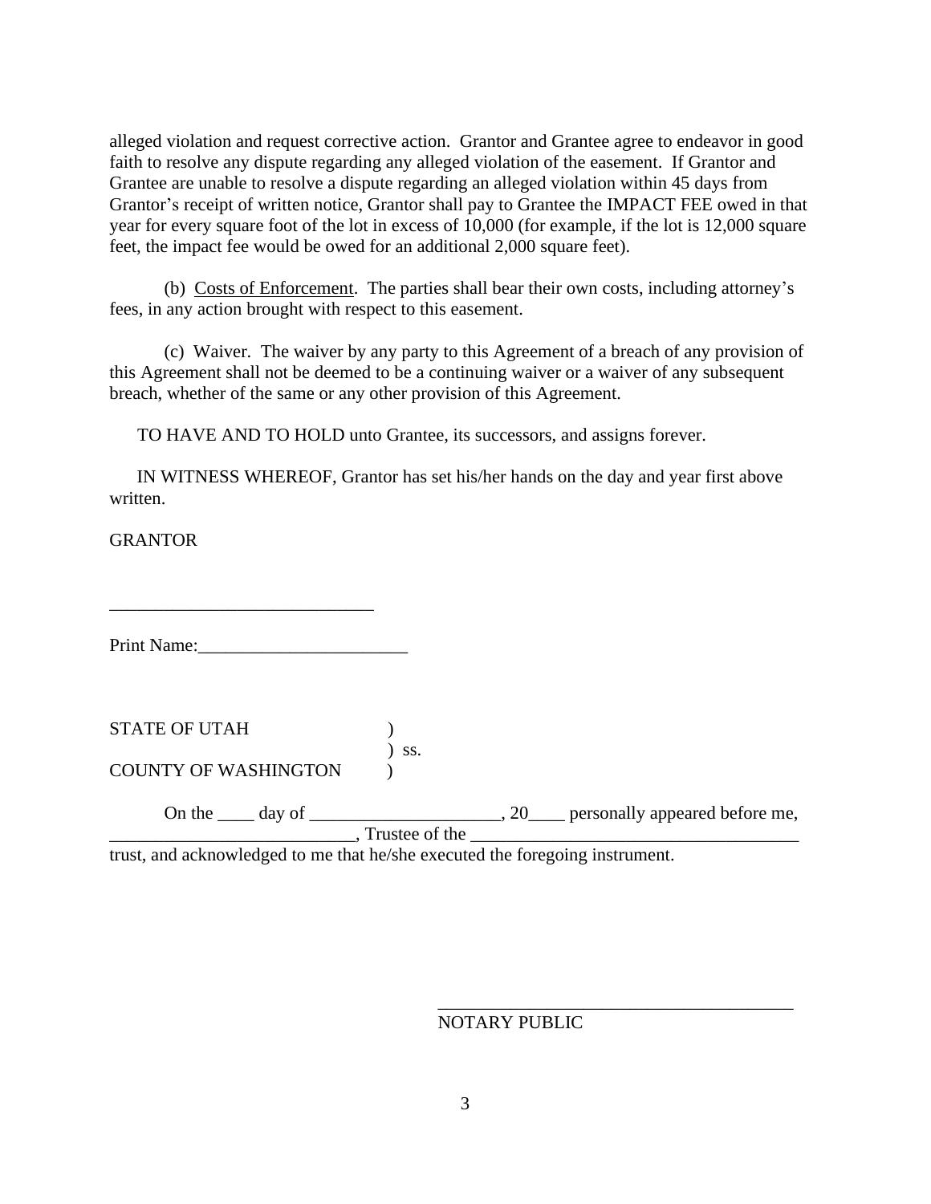alleged violation and request corrective action. Grantor and Grantee agree to endeavor in good faith to resolve any dispute regarding any alleged violation of the easement. If Grantor and Grantee are unable to resolve a dispute regarding an alleged violation within 45 days from Grantor's receipt of written notice, Grantor shall pay to Grantee the IMPACT FEE owed in that year for every square foot of the lot in excess of 10,000 (for example, if the lot is 12,000 square feet, the impact fee would be owed for an additional 2,000 square feet).

(b) Costs of Enforcement. The parties shall bear their own costs, including attorney's fees, in any action brought with respect to this easement.

(c) Waiver. The waiver by any party to this Agreement of a breach of any provision of this Agreement shall not be deemed to be a continuing waiver or a waiver of any subsequent breach, whether of the same or any other provision of this Agreement.

TO HAVE AND TO HOLD unto Grantee, its successors, and assigns forever.

IN WITNESS WHEREOF, Grantor has set his/her hands on the day and year first above written.

GRANTOR

_____________________________

Print Name:_______________________

STATE OF UTAH )
) ss.
COUNTY OF WASHINGTON )

On the ____ day of _____________________, 20____ personally appeared before me, ___________________________, Trustee of the ___________________________________ trust, and acknowledged to me that he/she executed the foregoing instrument.

_______________________________________
NOTARY PUBLIC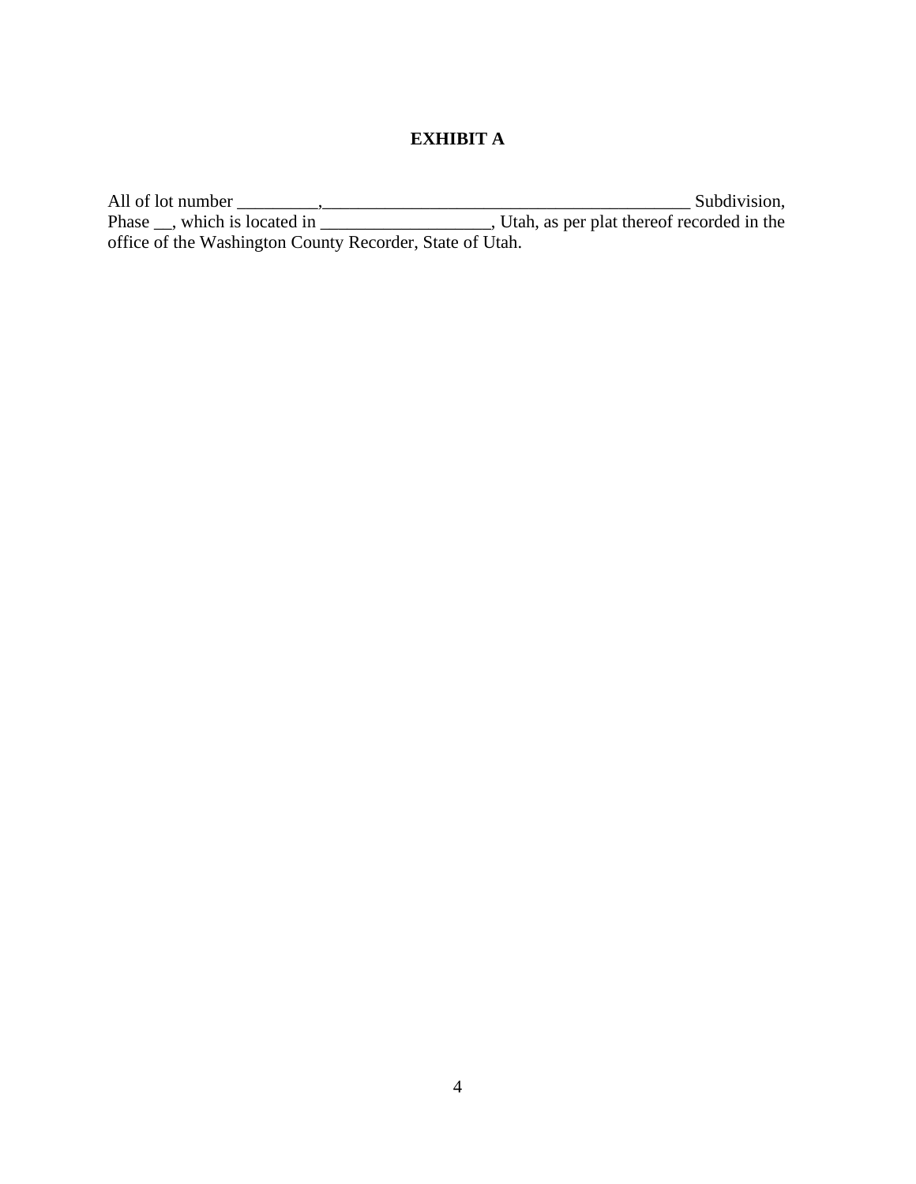**EXHIBIT A**

All of lot number _________,_________________________________________ Subdivision, Phase __, which is located in ___________________, Utah, as per plat thereof recorded in the office of the Washington County Recorder, State of Utah.